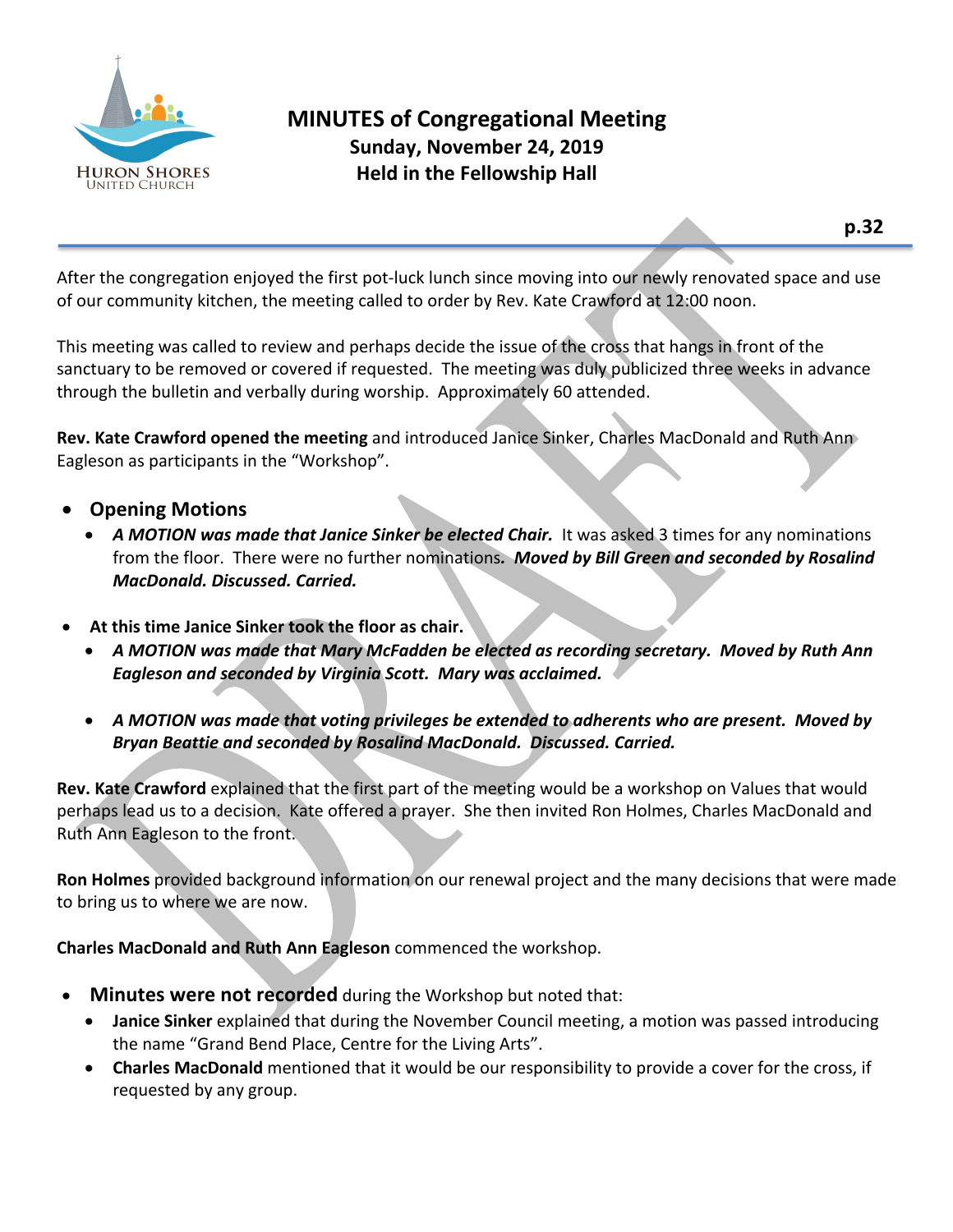# MINUTES of Congregational Meeting

**Sunday, November 24, 2019**
**Held in the Fellowship Hall**

After the congregation enjoyed the first pot-luck lunch since moving into our newly renovated space and use of our community kitchen, the meeting called to order by Rev. Kate Crawford at 12:00 noon.

This meeting was called to review and perhaps decide the issue of the cross that hangs in front of the sanctuary to be removed or covered if requested. The meeting was duly publicized three weeks in advance through the bulletin and verbally during worship. Approximately 60 attended.

**Rev. Kate Crawford opened the meeting** and introduced Janice Sinker, Charles MacDonald and Ruth Ann Eagleson as participants in the "Workshop".

- **Opening Motions**
  - ***A MOTION was made that Janice Sinker be elected Chair.*** It was asked 3 times for any nominations from the floor. There were no further nominations***. Moved by Bill Green and seconded by Rosalind MacDonald. Discussed. Carried.***

- **At this time Janice Sinker took the floor as chair.**
  - ***A MOTION was made that Mary McFadden be elected as recording secretary. Moved by Ruth Ann Eagleson and seconded by Virginia Scott. Mary was acclaimed.***
  - ***A MOTION was made that voting privileges be extended to adherents who are present. Moved by Bryan Beattie and seconded by Rosalind MacDonald. Discussed. Carried.***

**Rev. Kate Crawford** explained that the first part of the meeting would be a workshop on Values that would perhaps lead us to a decision. Kate offered a prayer. She then invited Ron Holmes, Charles MacDonald and Ruth Ann Eagleson to the front.

**Ron Holmes** provided background information on our renewal project and the many decisions that were made to bring us to where we are now.

**Charles MacDonald and Ruth Ann Eagleson** commenced the workshop.

- **Minutes were not recorded** during the Workshop but noted that:
  - **Janice Sinker** explained that during the November Council meeting, a motion was passed introducing the name "Grand Bend Place, Centre for the Living Arts".
  - **Charles MacDonald** mentioned that it would be our responsibility to provide a cover for the cross, if requested by any group.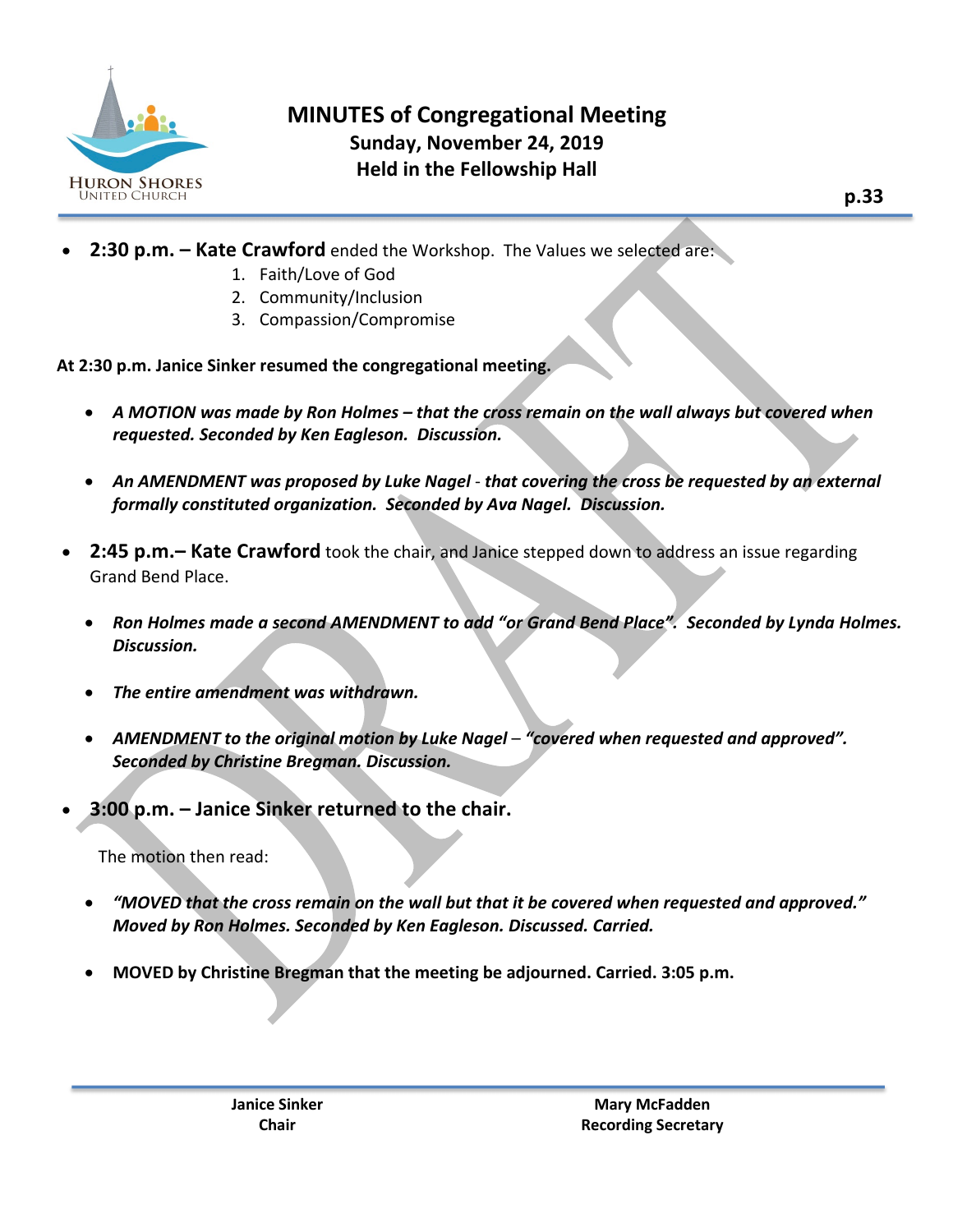# MINUTES of Congregational Meeting

**Sunday, November 24, 2019**

**Held in the Fellowship Hall**

- **2:30 p.m. – Kate Crawford** ended the Workshop. The Values we selected are:
    1. Faith/Love of God
    2. Community/Inclusion
    3. Compassion/Compromise

**At 2:30 p.m. Janice Sinker resumed the congregational meeting.**

- ***A MOTION was made by Ron Holmes – that the cross remain on the wall always but covered when requested. Seconded by Ken Eagleson. Discussion.***
- ***An AMENDMENT was proposed by Luke Nagel - that covering the cross be requested by an external formally constituted organization. Seconded by Ava Nagel. Discussion.***

- **2:45 p.m.– Kate Crawford** took the chair, and Janice stepped down to address an issue regarding Grand Bend Place.

- ***Ron Holmes made a second AMENDMENT to add "or Grand Bend Place". Seconded by Lynda Holmes. Discussion.***
- ***The entire amendment was withdrawn.***
- ***AMENDMENT to the original motion by Luke Nagel – "covered when requested and approved". Seconded by Christine Bregman. Discussion.***

- **3:00 p.m. – Janice Sinker returned to the chair.**

The motion then read:

- ***"MOVED that the cross remain on the wall but that it be covered when requested and approved." Moved by Ron Holmes. Seconded by Ken Eagleson. Discussed. Carried.***
- **MOVED by Christine Bregman that the meeting be adjourned. Carried. 3:05 p.m.**

**Janice Sinker**
**Chair**

**Mary McFadden**
**Recording Secretary**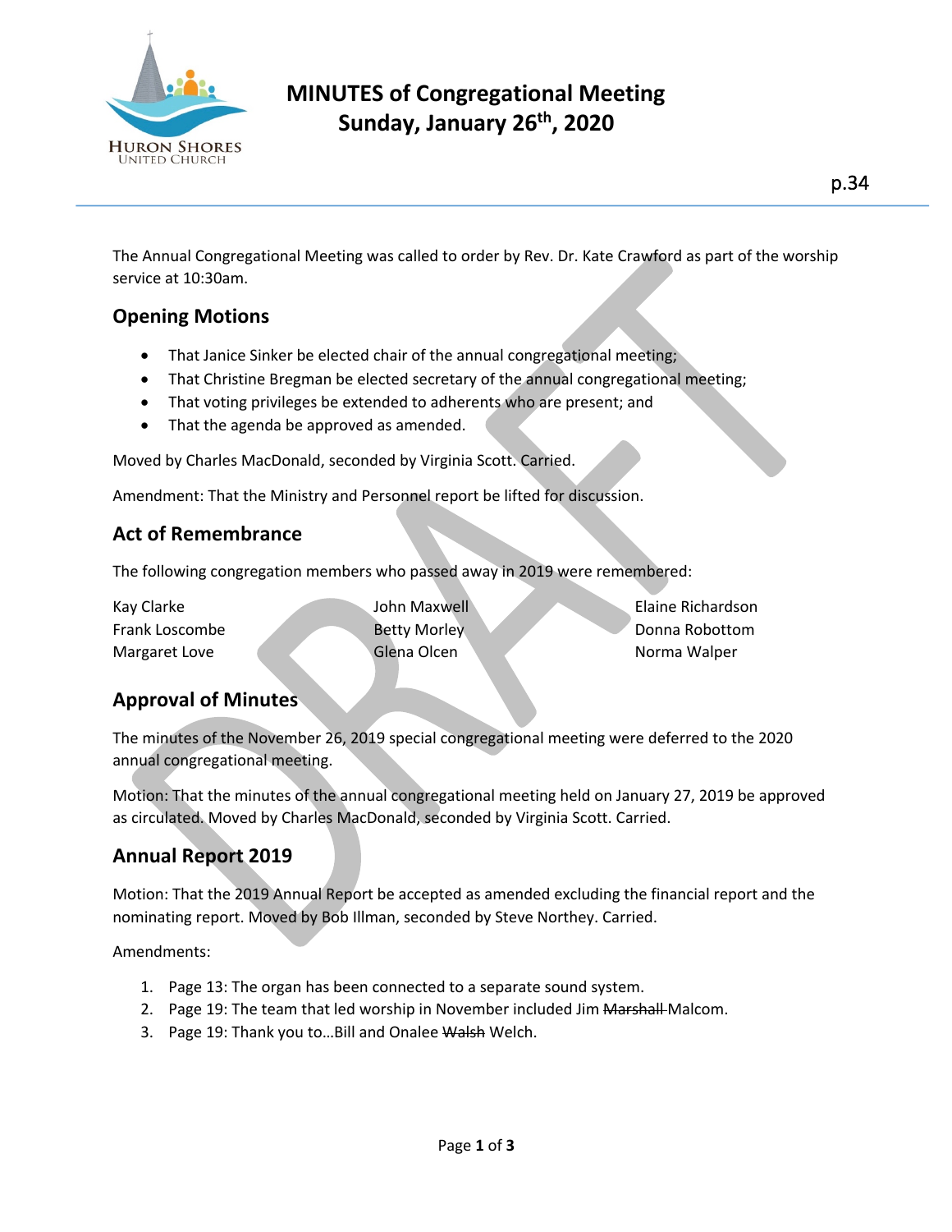# MINUTES of Congregational Meeting
## Sunday, January 26th, 2020

p.34

The Annual Congregational Meeting was called to order by Rev. Dr. Kate Crawford as part of the worship service at 10:30am.

## Opening Motions

- That Janice Sinker be elected chair of the annual congregational meeting;
- That Christine Bregman be elected secretary of the annual congregational meeting;
- That voting privileges be extended to adherents who are present; and
- That the agenda be approved as amended.

Moved by Charles MacDonald, seconded by Virginia Scott. Carried.

Amendment: That the Ministry and Personnel report be lifted for discussion.

## Act of Remembrance

The following congregation members who passed away in 2019 were remembered:

Kay Clarke
Frank Loscombe
Margaret Love
John Maxwell
Betty Morley
Glena Olcen
Elaine Richardson
Donna Robottom
Norma Walper

## Approval of Minutes

The minutes of the November 26, 2019 special congregational meeting were deferred to the 2020 annual congregational meeting.

Motion: That the minutes of the annual congregational meeting held on January 27, 2019 be approved as circulated. Moved by Charles MacDonald, seconded by Virginia Scott. Carried.

## Annual Report 2019

Motion: That the 2019 Annual Report be accepted as amended excluding the financial report and the nominating report. Moved by Bob Illman, seconded by Steve Northey. Carried.

Amendments:

1. Page 13: The organ has been connected to a separate sound system.
2. Page 19: The team that led worship in November included Jim ~~Marshall~~ Malcom.
3. Page 19: Thank you to…Bill and Onalee ~~Walsh~~ Welch.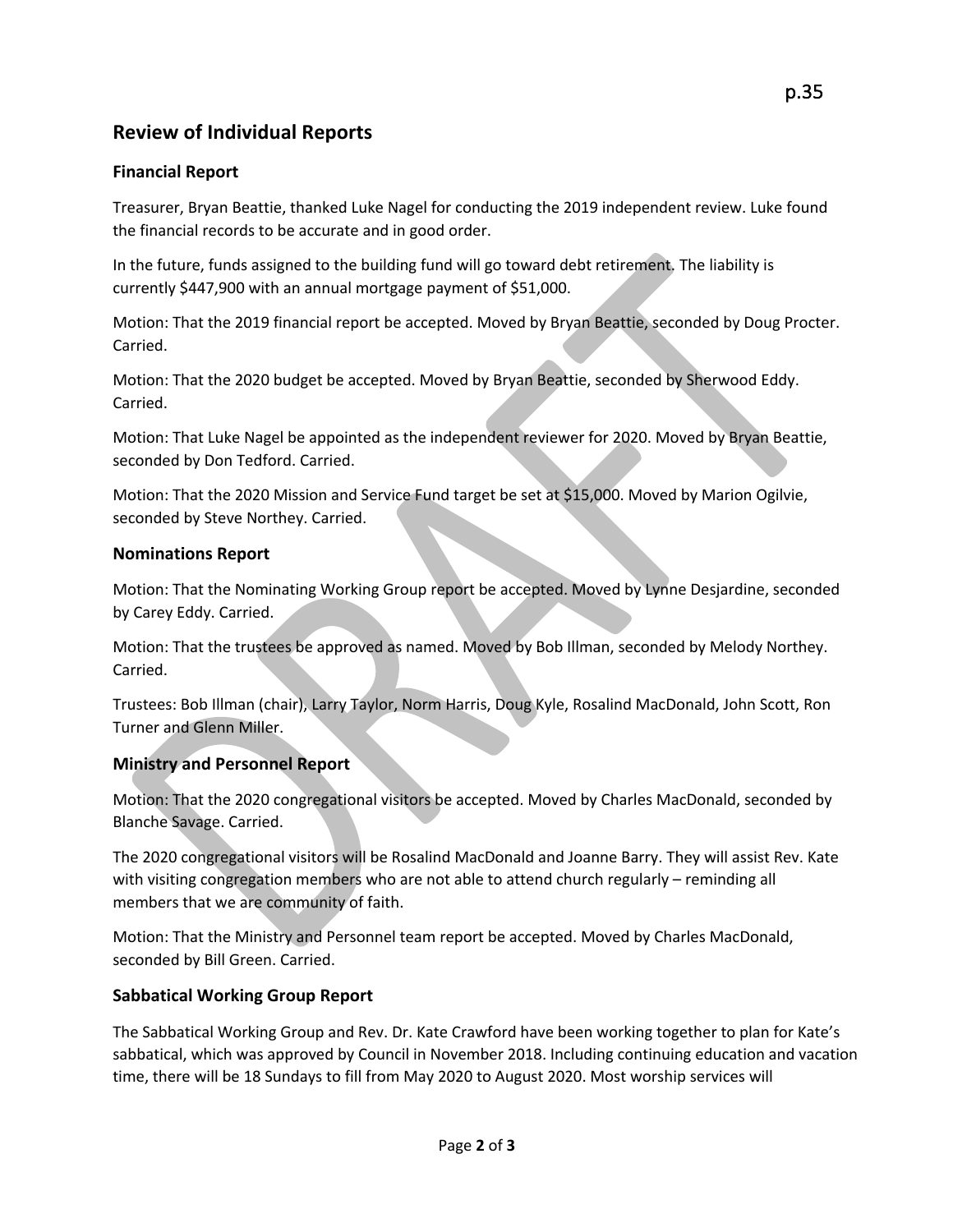## Review of Individual Reports

### Financial Report

Treasurer, Bryan Beattie, thanked Luke Nagel for conducting the 2019 independent review. Luke found the financial records to be accurate and in good order.

In the future, funds assigned to the building fund will go toward debt retirement. The liability is currently $447,900 with an annual mortgage payment of $51,000.

Motion: That the 2019 financial report be accepted. Moved by Bryan Beattie, seconded by Doug Procter. Carried.

Motion: That the 2020 budget be accepted. Moved by Bryan Beattie, seconded by Sherwood Eddy. Carried.

Motion: That Luke Nagel be appointed as the independent reviewer for 2020. Moved by Bryan Beattie, seconded by Don Tedford. Carried.

Motion: That the 2020 Mission and Service Fund target be set at $15,000. Moved by Marion Ogilvie, seconded by Steve Northey. Carried.

### Nominations Report

Motion: That the Nominating Working Group report be accepted. Moved by Lynne Desjardine, seconded by Carey Eddy. Carried.

Motion: That the trustees be approved as named. Moved by Bob Illman, seconded by Melody Northey. Carried.

Trustees: Bob Illman (chair), Larry Taylor, Norm Harris, Doug Kyle, Rosalind MacDonald, John Scott, Ron Turner and Glenn Miller.

### Ministry and Personnel Report

Motion: That the 2020 congregational visitors be accepted. Moved by Charles MacDonald, seconded by Blanche Savage. Carried.

The 2020 congregational visitors will be Rosalind MacDonald and Joanne Barry. They will assist Rev. Kate with visiting congregation members who are not able to attend church regularly – reminding all members that we are community of faith.

Motion: That the Ministry and Personnel team report be accepted. Moved by Charles MacDonald, seconded by Bill Green. Carried.

### Sabbatical Working Group Report

The Sabbatical Working Group and Rev. Dr. Kate Crawford have been working together to plan for Kate's sabbatical, which was approved by Council in November 2018. Including continuing education and vacation time, there will be 18 Sundays to fill from May 2020 to August 2020. Most worship services will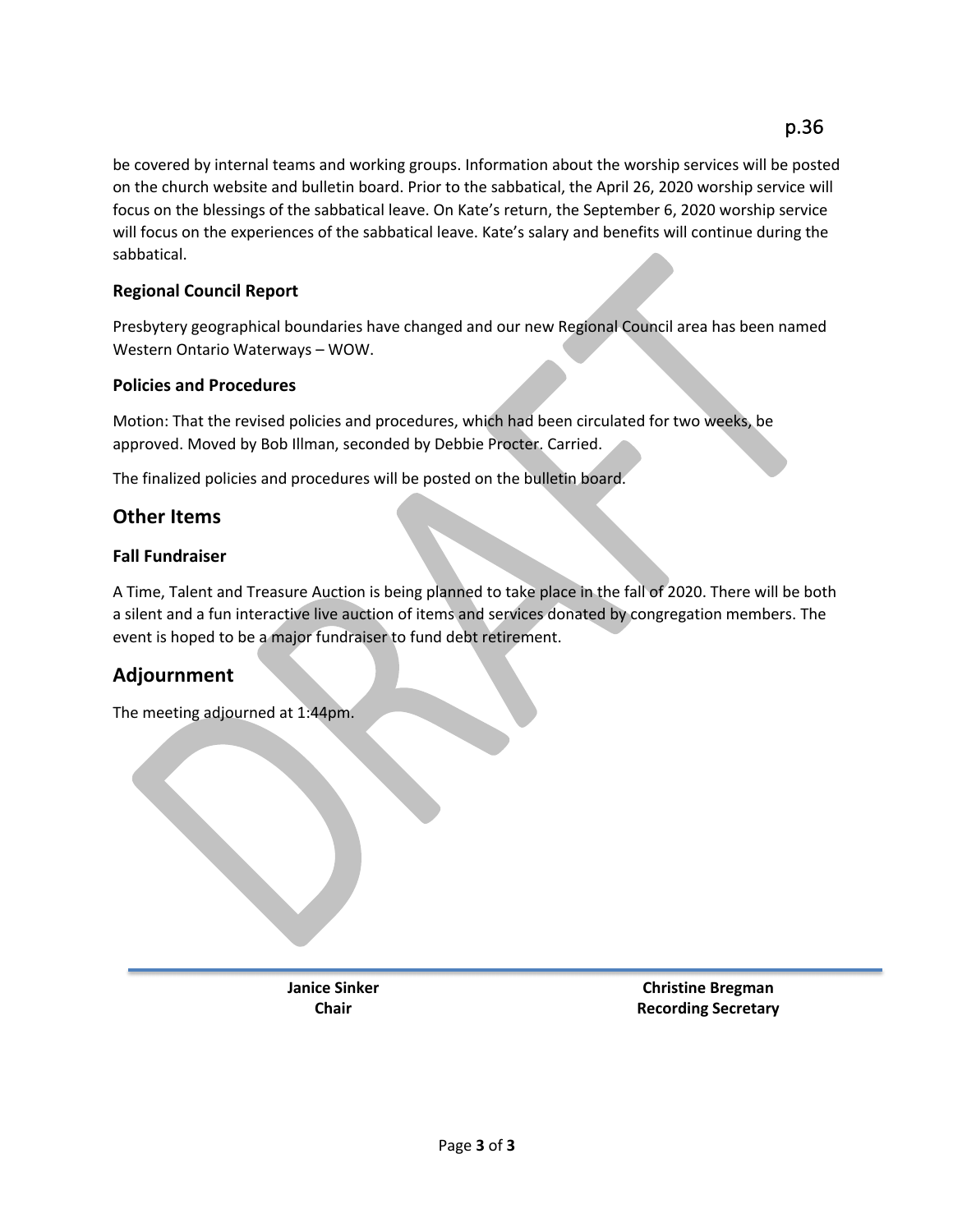be covered by internal teams and working groups. Information about the worship services will be posted on the church website and bulletin board. Prior to the sabbatical, the April 26, 2020 worship service will focus on the blessings of the sabbatical leave. On Kate's return, the September 6, 2020 worship service will focus on the experiences of the sabbatical leave. Kate's salary and benefits will continue during the sabbatical.

### Regional Council Report

Presbytery geographical boundaries have changed and our new Regional Council area has been named Western Ontario Waterways – WOW.

### Policies and Procedures

Motion: That the revised policies and procedures, which had been circulated for two weeks, be approved. Moved by Bob Illman, seconded by Debbie Procter. Carried.

The finalized policies and procedures will be posted on the bulletin board.

## Other Items

### Fall Fundraiser

A Time, Talent and Treasure Auction is being planned to take place in the fall of 2020. There will be both a silent and a fun interactive live auction of items and services donated by congregation members. The event is hoped to be a major fundraiser to fund debt retirement.

## Adjournment

The meeting adjourned at 1:44pm.

**Janice Sinker**
**Chair**

**Christine Bregman**
**Recording Secretary**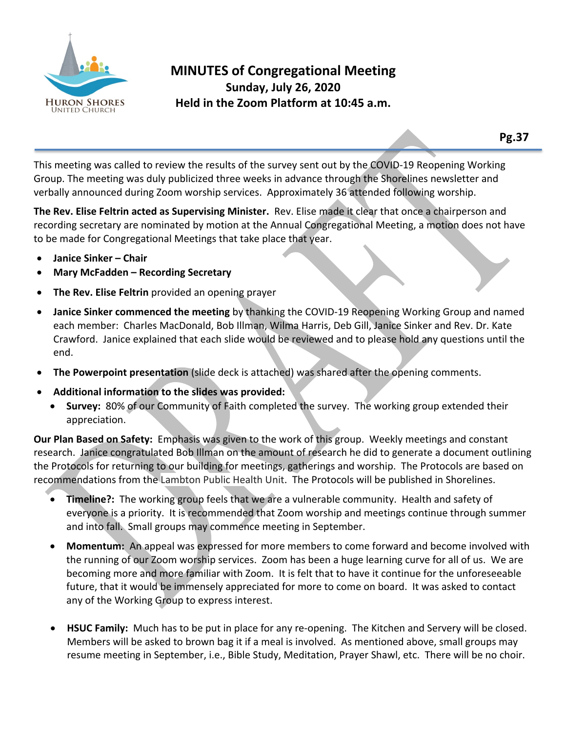# MINUTES of Congregational Meeting

**Sunday, July 26, 2020**
**Held in the Zoom Platform at 10:45 a.m.**

This meeting was called to review the results of the survey sent out by the COVID-19 Reopening Working Group. The meeting was duly publicized three weeks in advance through the Shorelines newsletter and verbally announced during Zoom worship services. Approximately 36 attended following worship.

**The Rev. Elise Feltrin acted as Supervising Minister.** Rev. Elise made it clear that once a chairperson and recording secretary are nominated by motion at the Annual Congregational Meeting, a motion does not have to be made for Congregational Meetings that take place that year.

- **Janice Sinker – Chair**
- **Mary McFadden – Recording Secretary**
- **The Rev. Elise Feltrin** provided an opening prayer
- **Janice Sinker commenced the meeting** by thanking the COVID-19 Reopening Working Group and named each member: Charles MacDonald, Bob Illman, Wilma Harris, Deb Gill, Janice Sinker and Rev. Dr. Kate Crawford. Janice explained that each slide would be reviewed and to please hold any questions until the end.
- **The Powerpoint presentation** (slide deck is attached) was shared after the opening comments.
- **Additional information to the slides was provided:**
  - **Survey:** 80% of our Community of Faith completed the survey. The working group extended their appreciation.

**Our Plan Based on Safety:** Emphasis was given to the work of this group. Weekly meetings and constant research. Janice congratulated Bob Illman on the amount of research he did to generate a document outlining the Protocols for returning to our building for meetings, gatherings and worship. The Protocols are based on recommendations from the Lambton Public Health Unit. The Protocols will be published in Shorelines.

- **Timeline?:** The working group feels that we are a vulnerable community. Health and safety of everyone is a priority. It is recommended that Zoom worship and meetings continue through summer and into fall. Small groups may commence meeting in September.
- **Momentum:** An appeal was expressed for more members to come forward and become involved with the running of our Zoom worship services. Zoom has been a huge learning curve for all of us. We are becoming more and more familiar with Zoom. It is felt that to have it continue for the unforeseeable future, that it would be immensely appreciated for more to come on board. It was asked to contact any of the Working Group to express interest.
- **HSUC Family:** Much has to be put in place for any re-opening. The Kitchen and Servery will be closed. Members will be asked to brown bag it if a meal is involved. As mentioned above, small groups may resume meeting in September, i.e., Bible Study, Meditation, Prayer Shawl, etc. There will be no choir.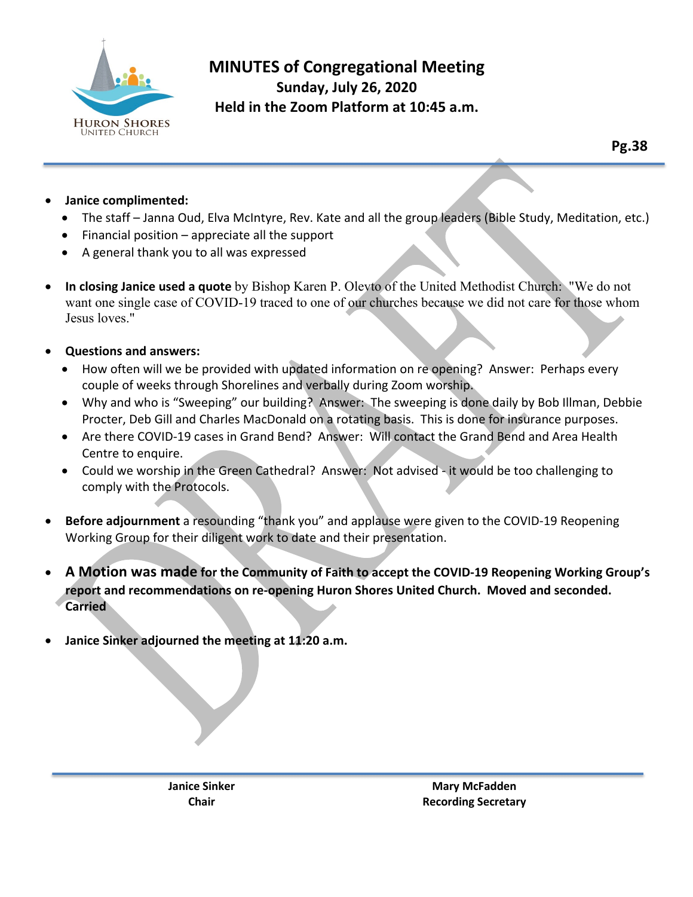- **Janice complimented:**
  - The staff – Janna Oud, Elva McIntyre, Rev. Kate and all the group leaders (Bible Study, Meditation, etc.)
  - Financial position – appreciate all the support
  - A general thank you to all was expressed

- **In closing Janice used a quote** by Bishop Karen P. Olevto of the United Methodist Church: "We do not want one single case of COVID-19 traced to one of our churches because we did not care for those whom Jesus loves."

- **Questions and answers:**
  - How often will we be provided with updated information on re opening? Answer: Perhaps every couple of weeks through Shorelines and verbally during Zoom worship.
  - Why and who is "Sweeping" our building? Answer: The sweeping is done daily by Bob Illman, Debbie Procter, Deb Gill and Charles MacDonald on a rotating basis. This is done for insurance purposes.
  - Are there COVID-19 cases in Grand Bend? Answer: Will contact the Grand Bend and Area Health Centre to enquire.
  - Could we worship in the Green Cathedral? Answer: Not advised - it would be too challenging to comply with the Protocols.

- **Before adjournment** a resounding "thank you" and applause were given to the COVID-19 Reopening Working Group for their diligent work to date and their presentation.

- **A Motion was made for the Community of Faith to accept the COVID-19 Reopening Working Group's report and recommendations on re-opening Huron Shores United Church. Moved and seconded. Carried**

- **Janice Sinker adjourned the meeting at 11:20 a.m.**

| | |
|---|---|
| **Janice Sinker** | **Mary McFadden** |
| **Chair** | **Recording Secretary** |